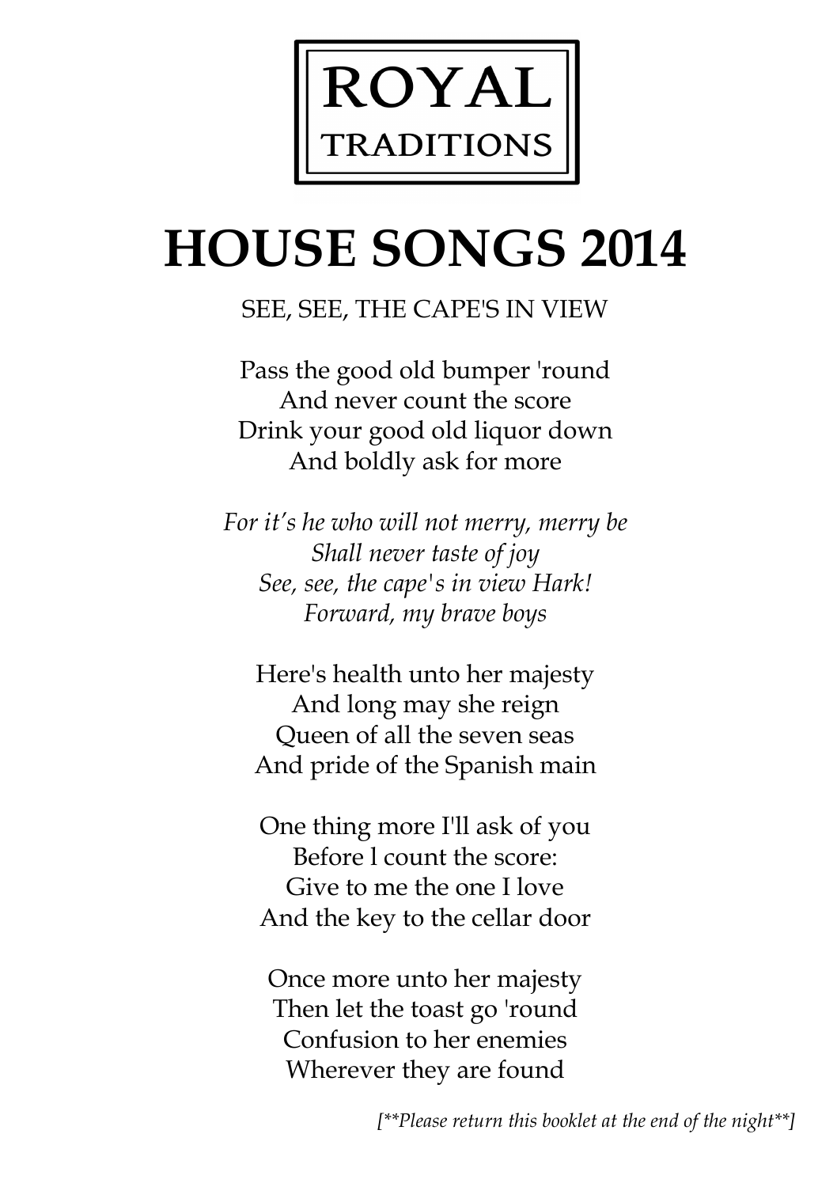ROYAL

TRADITIONS

# HOUSE SONGS 2014

SEE, SEE, THE CAPE'S IN VIEW

Pass the good old bumper 'round
And never count the score
Drink your good old liquor down
And boldly ask for more

*For it's he who will not merry, merry be*
*Shall never taste of joy*
*See, see, the cape's in view Hark!*
*Forward, my brave boys*

Here's health unto her majesty
And long may she reign
Queen of all the seven seas
And pride of the Spanish main

One thing more I'll ask of you
Before l count the score:
Give to me the one I love
And the key to the cellar door

Once more unto her majesty
Then let the toast go 'round
Confusion to her enemies
Wherever they are found

*[**Please return this booklet at the end of the night**]*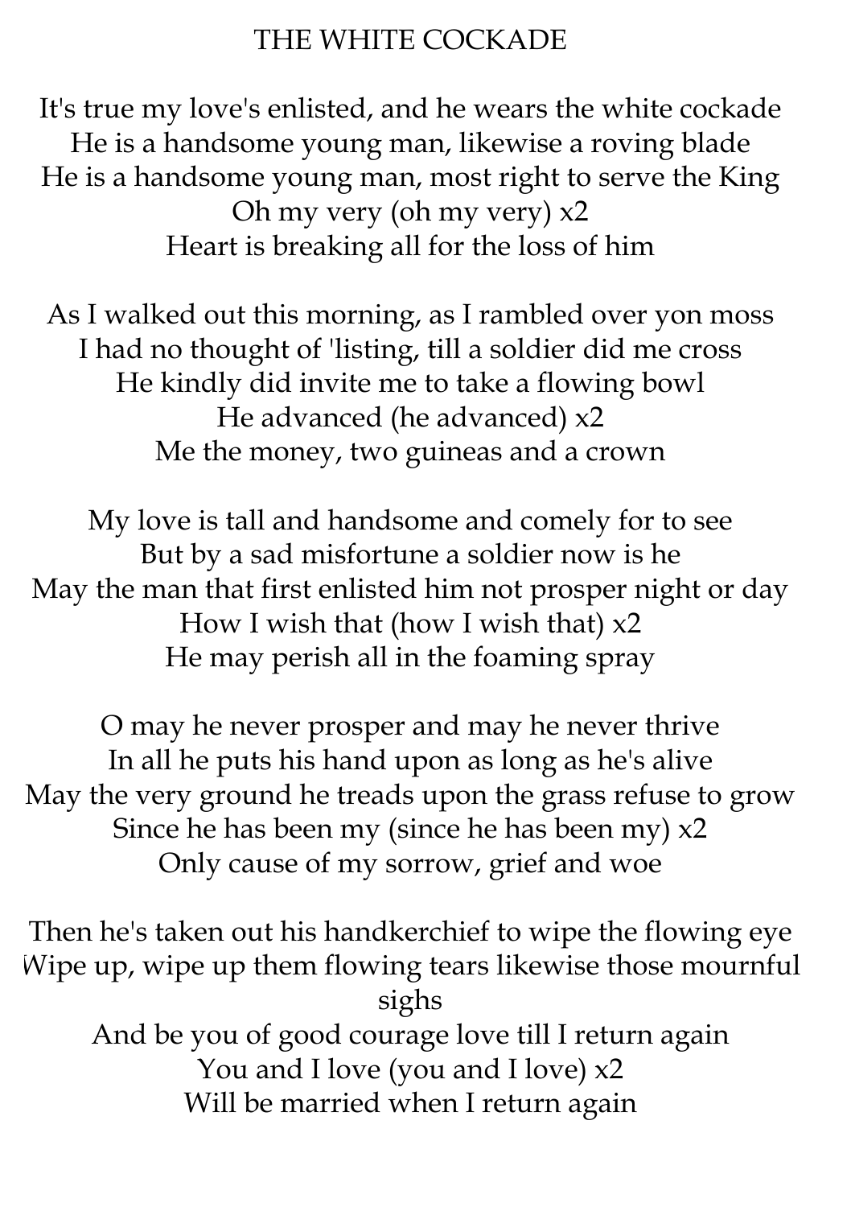# THE WHITE COCKADE

It's true my love's enlisted, and he wears the white cockade
He is a handsome young man, likewise a roving blade
He is a handsome young man, most right to serve the King
Oh my very (oh my very) x2
Heart is breaking all for the loss of him

As I walked out this morning, as I rambled over yon moss
I had no thought of 'listing, till a soldier did me cross
He kindly did invite me to take a flowing bowl
He advanced (he advanced) x2
Me the money, two guineas and a crown

My love is tall and handsome and comely for to see
But by a sad misfortune a soldier now is he
May the man that first enlisted him not prosper night or day
How I wish that (how I wish that) x2
He may perish all in the foaming spray

O may he never prosper and may he never thrive
In all he puts his hand upon as long as he's alive
May the very ground he treads upon the grass refuse to grow
Since he has been my (since he has been my) x2
Only cause of my sorrow, grief and woe

Then he's taken out his handkerchief to wipe the flowing eye
Wipe up, wipe up them flowing tears likewise those mournful sighs
And be you of good courage love till I return again
You and I love (you and I love) x2
Will be married when I return again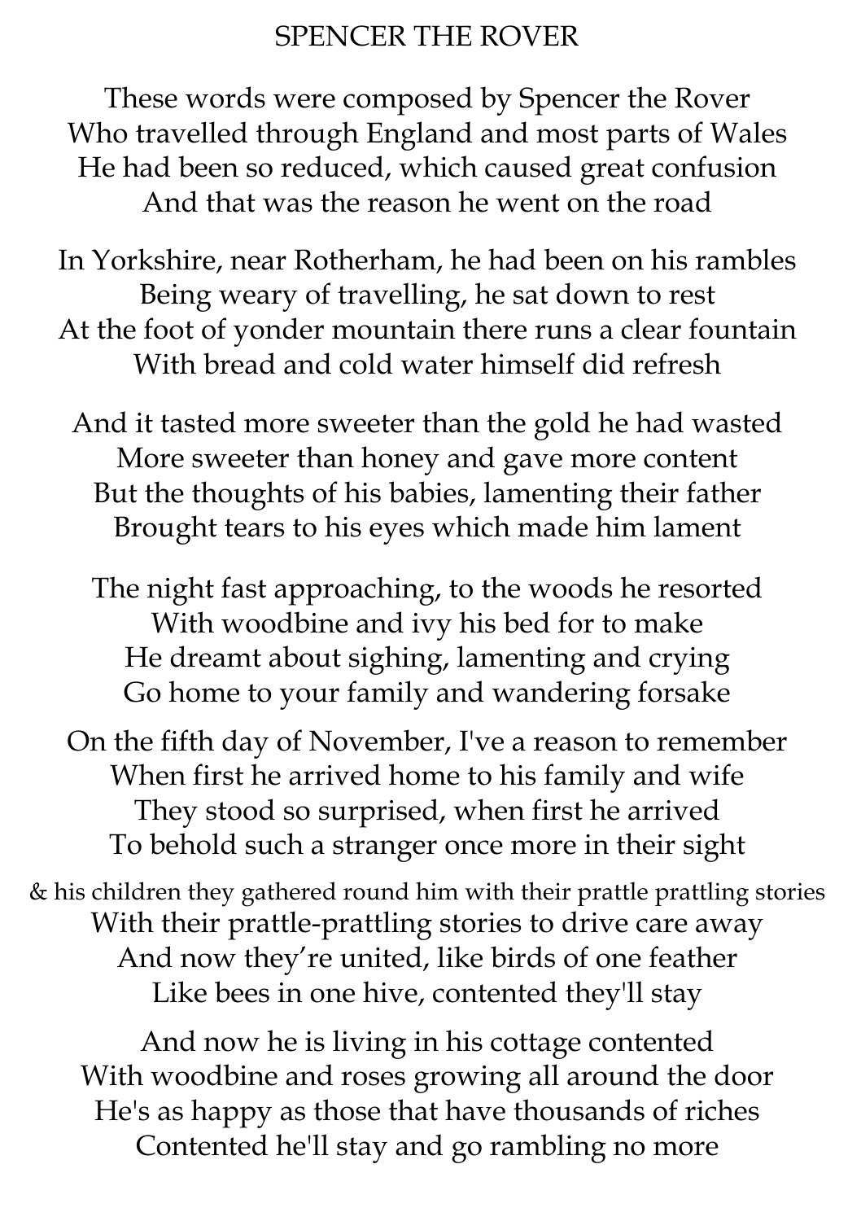# SPENCER THE ROVER

These words were composed by Spencer the Rover  
Who travelled through England and most parts of Wales  
He had been so reduced, which caused great confusion  
And that was the reason he went on the road

In Yorkshire, near Rotherham, he had been on his rambles  
Being weary of travelling, he sat down to rest  
At the foot of yonder mountain there runs a clear fountain  
With bread and cold water himself did refresh

And it tasted more sweeter than the gold he had wasted  
More sweeter than honey and gave more content  
But the thoughts of his babies, lamenting their father  
Brought tears to his eyes which made him lament

The night fast approaching, to the woods he resorted  
With woodbine and ivy his bed for to make  
He dreamt about sighing, lamenting and crying  
Go home to your family and wandering forsake

On the fifth day of November, I've a reason to remember  
When first he arrived home to his family and wife  
They stood so surprised, when first he arrived  
To behold such a stranger once more in their sight

& his children they gathered round him with their prattle prattling stories  
With their prattle-prattling stories to drive care away  
And now they're united, like birds of one feather  
Like bees in one hive, contented they'll stay

And now he is living in his cottage contented  
With woodbine and roses growing all around the door  
He's as happy as those that have thousands of riches  
Contented he'll stay and go rambling no more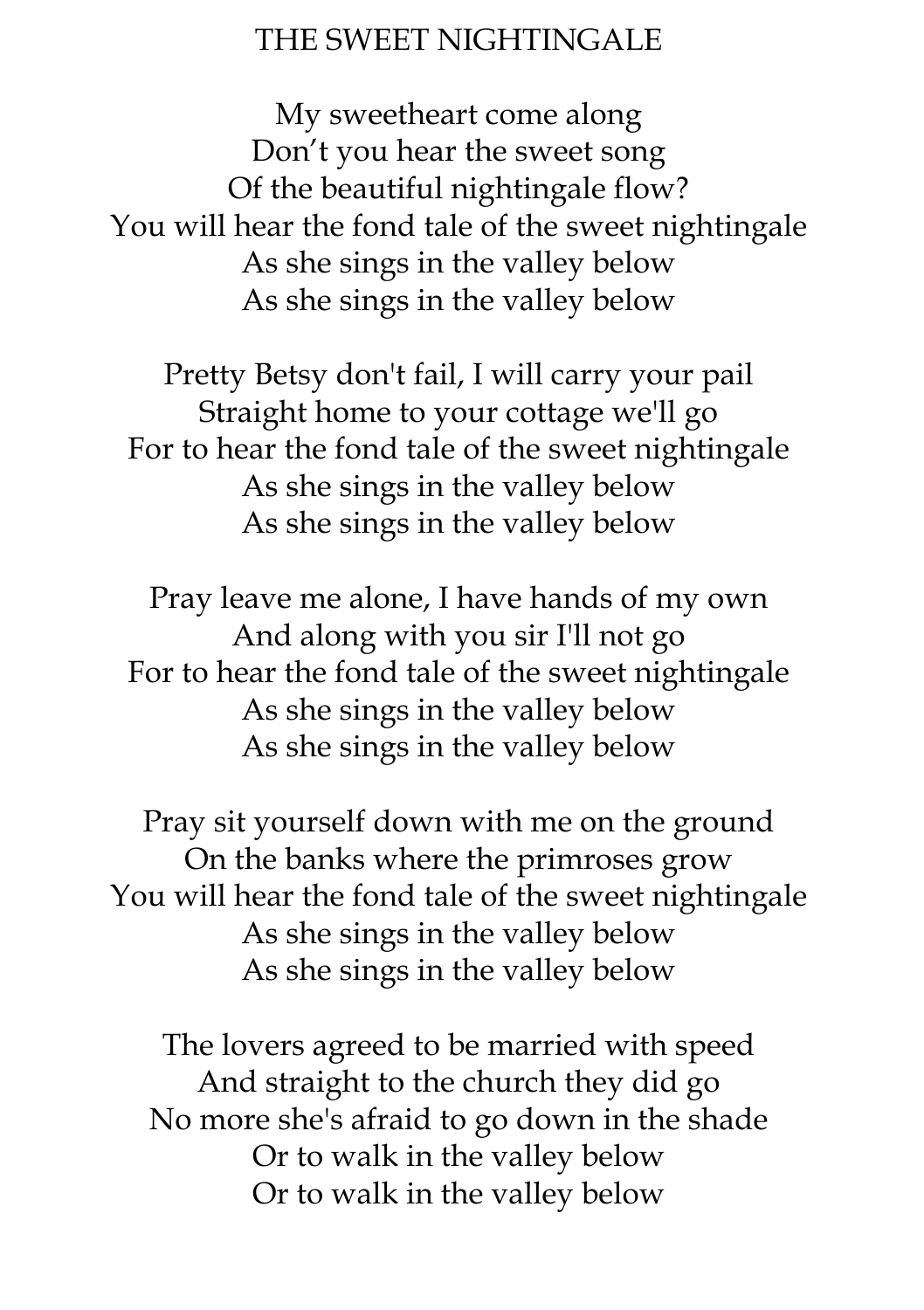# THE SWEET NIGHTINGALE

My sweetheart come along  
Don’t you hear the sweet song  
Of the beautiful nightingale flow?  
You will hear the fond tale of the sweet nightingale  
As she sings in the valley below  
As she sings in the valley below

Pretty Betsy don't fail, I will carry your pail  
Straight home to your cottage we'll go  
For to hear the fond tale of the sweet nightingale  
As she sings in the valley below  
As she sings in the valley below

Pray leave me alone, I have hands of my own  
And along with you sir I'll not go  
For to hear the fond tale of the sweet nightingale  
As she sings in the valley below  
As she sings in the valley below

Pray sit yourself down with me on the ground  
On the banks where the primroses grow  
You will hear the fond tale of the sweet nightingale  
As she sings in the valley below  
As she sings in the valley below

The lovers agreed to be married with speed  
And straight to the church they did go  
No more she's afraid to go down in the shade  
Or to walk in the valley below  
Or to walk in the valley below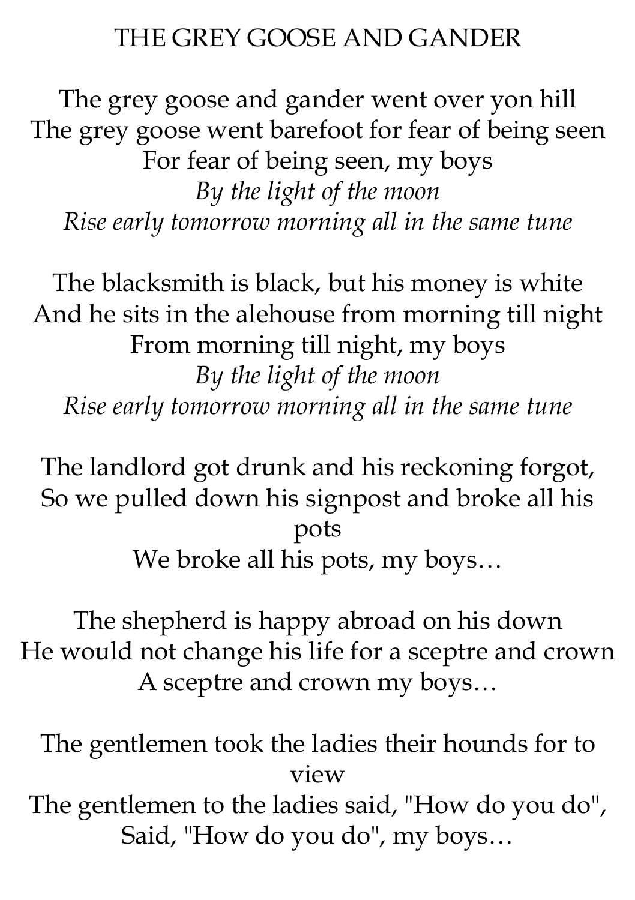## THE GREY GOOSE AND GANDER

The grey goose and gander went over yon hill
The grey goose went barefoot for fear of being seen
For fear of being seen, my boys
*By the light of the moon*
*Rise early tomorrow morning all in the same tune*

The blacksmith is black, but his money is white
And he sits in the alehouse from morning till night
From morning till night, my boys
*By the light of the moon*
*Rise early tomorrow morning all in the same tune*

The landlord got drunk and his reckoning forgot,
So we pulled down his signpost and broke all his pots
We broke all his pots, my boys…

The shepherd is happy abroad on his down
He would not change his life for a sceptre and crown
A sceptre and crown my boys…

The gentlemen took the ladies their hounds for to view
The gentlemen to the ladies said, "How do you do",
Said, "How do you do", my boys…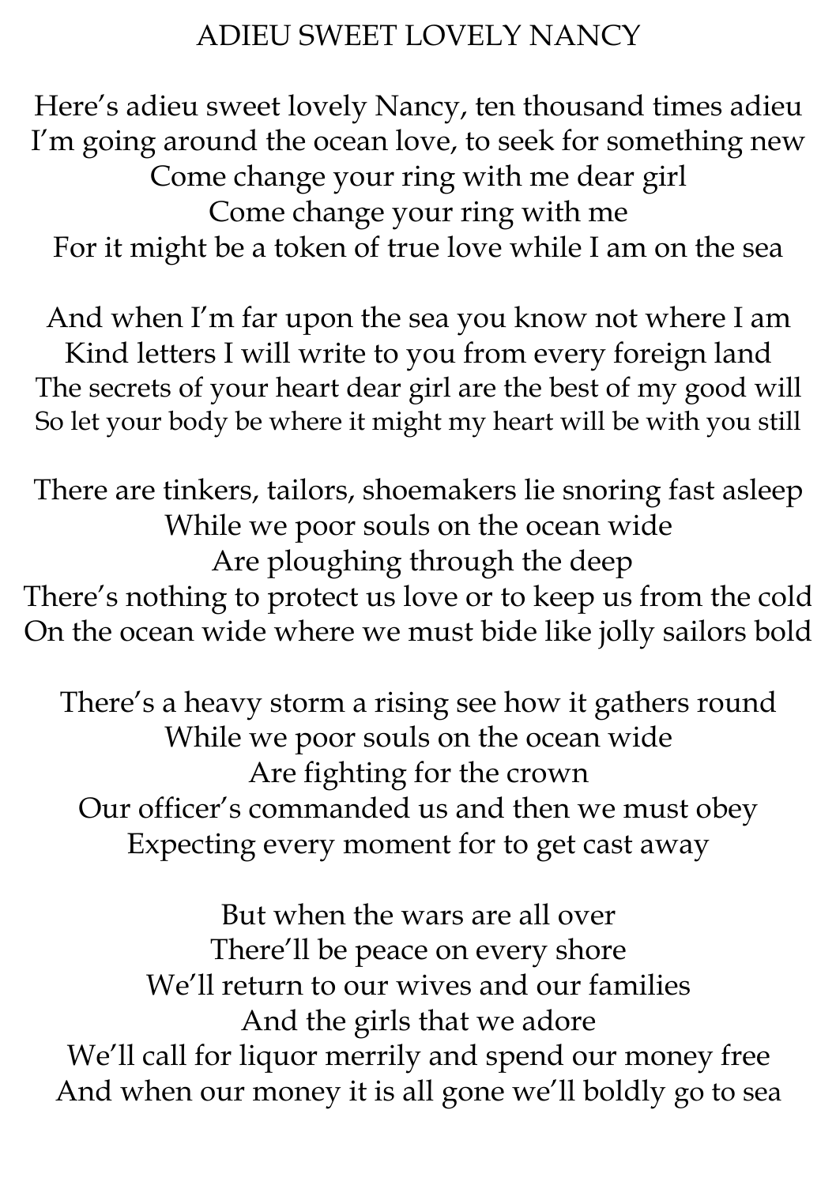# ADIEU SWEET LOVELY NANCY

Here's adieu sweet lovely Nancy, ten thousand times adieu
I'm going around the ocean love, to seek for something new
Come change your ring with me dear girl
Come change your ring with me
For it might be a token of true love while I am on the sea

And when I'm far upon the sea you know not where I am
Kind letters I will write to you from every foreign land
The secrets of your heart dear girl are the best of my good will
So let your body be where it might my heart will be with you still

There are tinkers, tailors, shoemakers lie snoring fast asleep
While we poor souls on the ocean wide
Are ploughing through the deep
There's nothing to protect us love or to keep us from the cold
On the ocean wide where we must bide like jolly sailors bold

There's a heavy storm a rising see how it gathers round
While we poor souls on the ocean wide
Are fighting for the crown
Our officer's commanded us and then we must obey
Expecting every moment for to get cast away

But when the wars are all over
There'll be peace on every shore
We'll return to our wives and our families
And the girls that we adore
We'll call for liquor merrily and spend our money free
And when our money it is all gone we'll boldly go to sea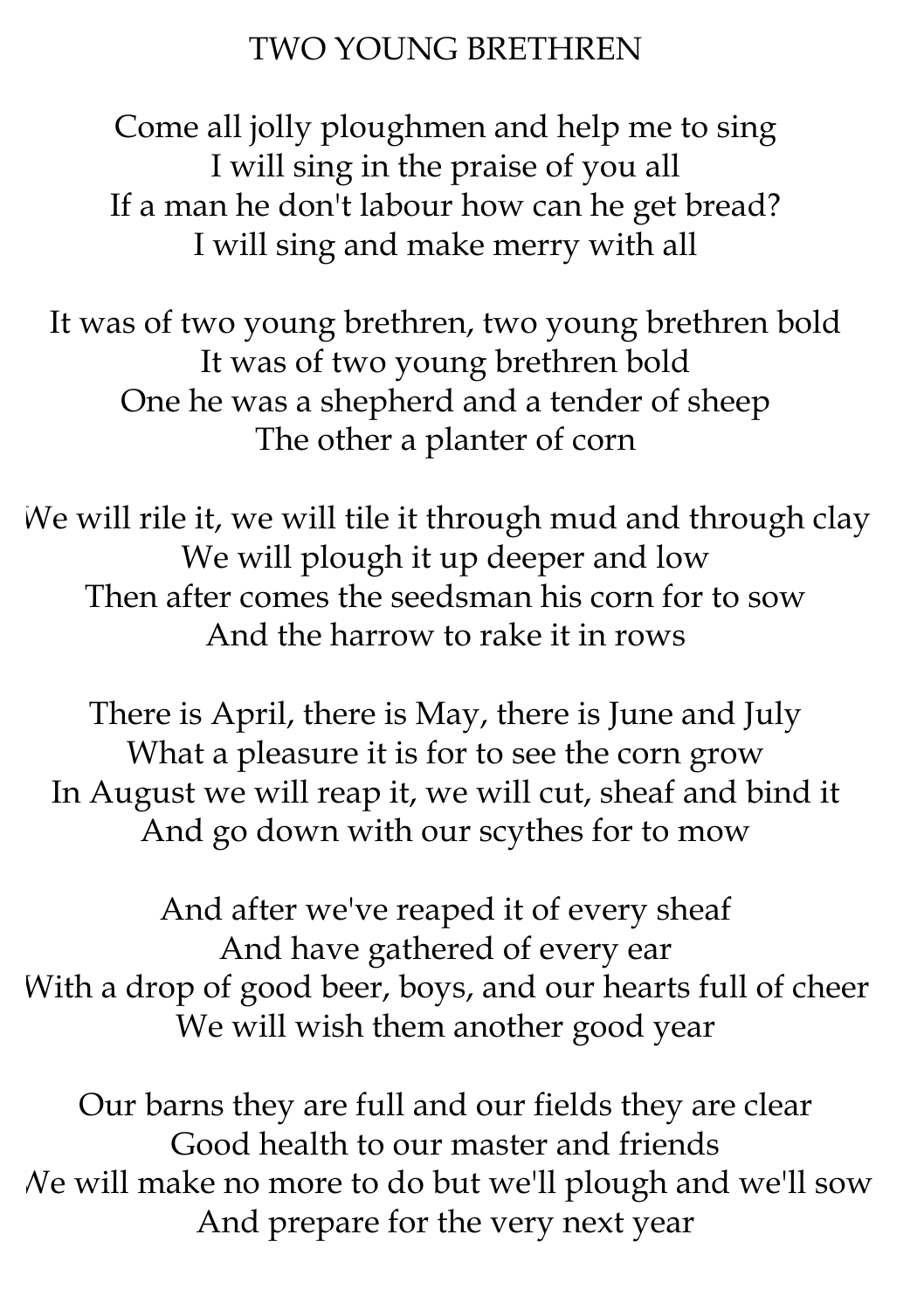# TWO YOUNG BRETHREN

Come all jolly ploughmen and help me to sing
I will sing in the praise of you all
If a man he don't labour how can he get bread?
I will sing and make merry with all

It was of two young brethren, two young brethren bold
It was of two young brethren bold
One he was a shepherd and a tender of sheep
The other a planter of corn

We will rile it, we will tile it through mud and through clay
We will plough it up deeper and low
Then after comes the seedsman his corn for to sow
And the harrow to rake it in rows

There is April, there is May, there is June and July
What a pleasure it is for to see the corn grow
In August we will reap it, we will cut, sheaf and bind it
And go down with our scythes for to mow

And after we've reaped it of every sheaf
And have gathered of every ear
With a drop of good beer, boys, and our hearts full of cheer
We will wish them another good year

Our barns they are full and our fields they are clear
Good health to our master and friends
We will make no more to do but we'll plough and we'll sow
And prepare for the very next year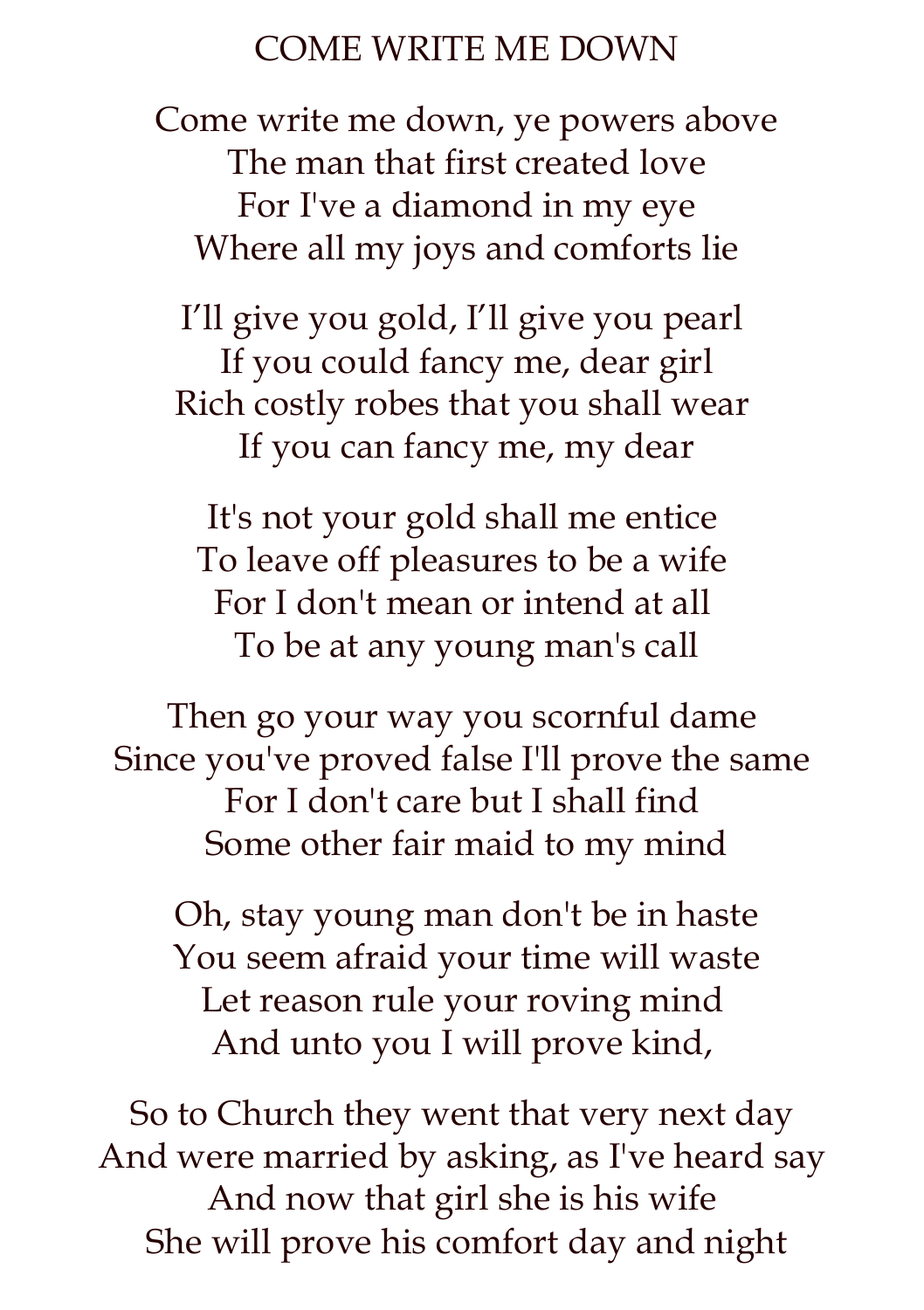# COME WRITE ME DOWN

Come write me down, ye powers above  
The man that first created love  
For I've a diamond in my eye  
Where all my joys and comforts lie

I'll give you gold, I'll give you pearl  
If you could fancy me, dear girl  
Rich costly robes that you shall wear  
If you can fancy me, my dear

It's not your gold shall me entice  
To leave off pleasures to be a wife  
For I don't mean or intend at all  
To be at any young man's call

Then go your way you scornful dame  
Since you've proved false I'll prove the same  
For I don't care but I shall find  
Some other fair maid to my mind

Oh, stay young man don't be in haste  
You seem afraid your time will waste  
Let reason rule your roving mind  
And unto you I will prove kind,

So to Church they went that very next day  
And were married by asking, as I've heard say  
And now that girl she is his wife  
She will prove his comfort day and night